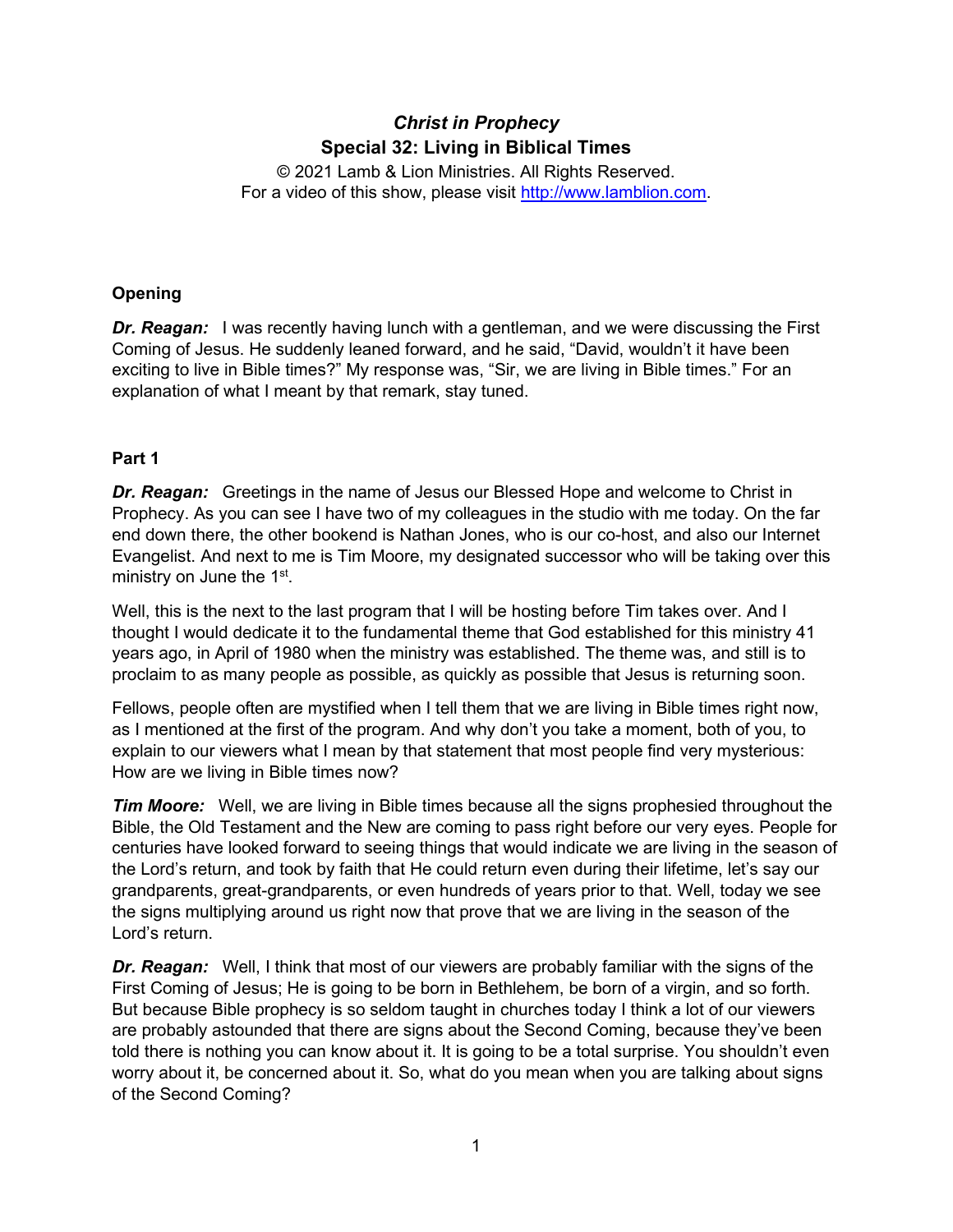# *Christ in Prophecy*
## Special 32: Living in Biblical Times

© 2021 Lamb & Lion Ministries. All Rights Reserved.
For a video of this show, please visit http://www.lamblion.com.

### Opening

***Dr. Reagan:*** I was recently having lunch with a gentleman, and we were discussing the First Coming of Jesus. He suddenly leaned forward, and he said, "David, wouldn't it have been exciting to live in Bible times?" My response was, "Sir, we are living in Bible times." For an explanation of what I meant by that remark, stay tuned.

### Part 1

***Dr. Reagan:*** Greetings in the name of Jesus our Blessed Hope and welcome to Christ in Prophecy. As you can see I have two of my colleagues in the studio with me today. On the far end down there, the other bookend is Nathan Jones, who is our co-host, and also our Internet Evangelist. And next to me is Tim Moore, my designated successor who will be taking over this ministry on June the 1st.

Well, this is the next to the last program that I will be hosting before Tim takes over. And I thought I would dedicate it to the fundamental theme that God established for this ministry 41 years ago, in April of 1980 when the ministry was established. The theme was, and still is to proclaim to as many people as possible, as quickly as possible that Jesus is returning soon.

Fellows, people often are mystified when I tell them that we are living in Bible times right now, as I mentioned at the first of the program. And why don't you take a moment, both of you, to explain to our viewers what I mean by that statement that most people find very mysterious: How are we living in Bible times now?

***Tim Moore:*** Well, we are living in Bible times because all the signs prophesied throughout the Bible, the Old Testament and the New are coming to pass right before our very eyes. People for centuries have looked forward to seeing things that would indicate we are living in the season of the Lord's return, and took by faith that He could return even during their lifetime, let's say our grandparents, great-grandparents, or even hundreds of years prior to that. Well, today we see the signs multiplying around us right now that prove that we are living in the season of the Lord's return.

***Dr. Reagan:*** Well, I think that most of our viewers are probably familiar with the signs of the First Coming of Jesus; He is going to be born in Bethlehem, be born of a virgin, and so forth. But because Bible prophecy is so seldom taught in churches today I think a lot of our viewers are probably astounded that there are signs about the Second Coming, because they've been told there is nothing you can know about it. It is going to be a total surprise. You shouldn't even worry about it, be concerned about it. So, what do you mean when you are talking about signs of the Second Coming?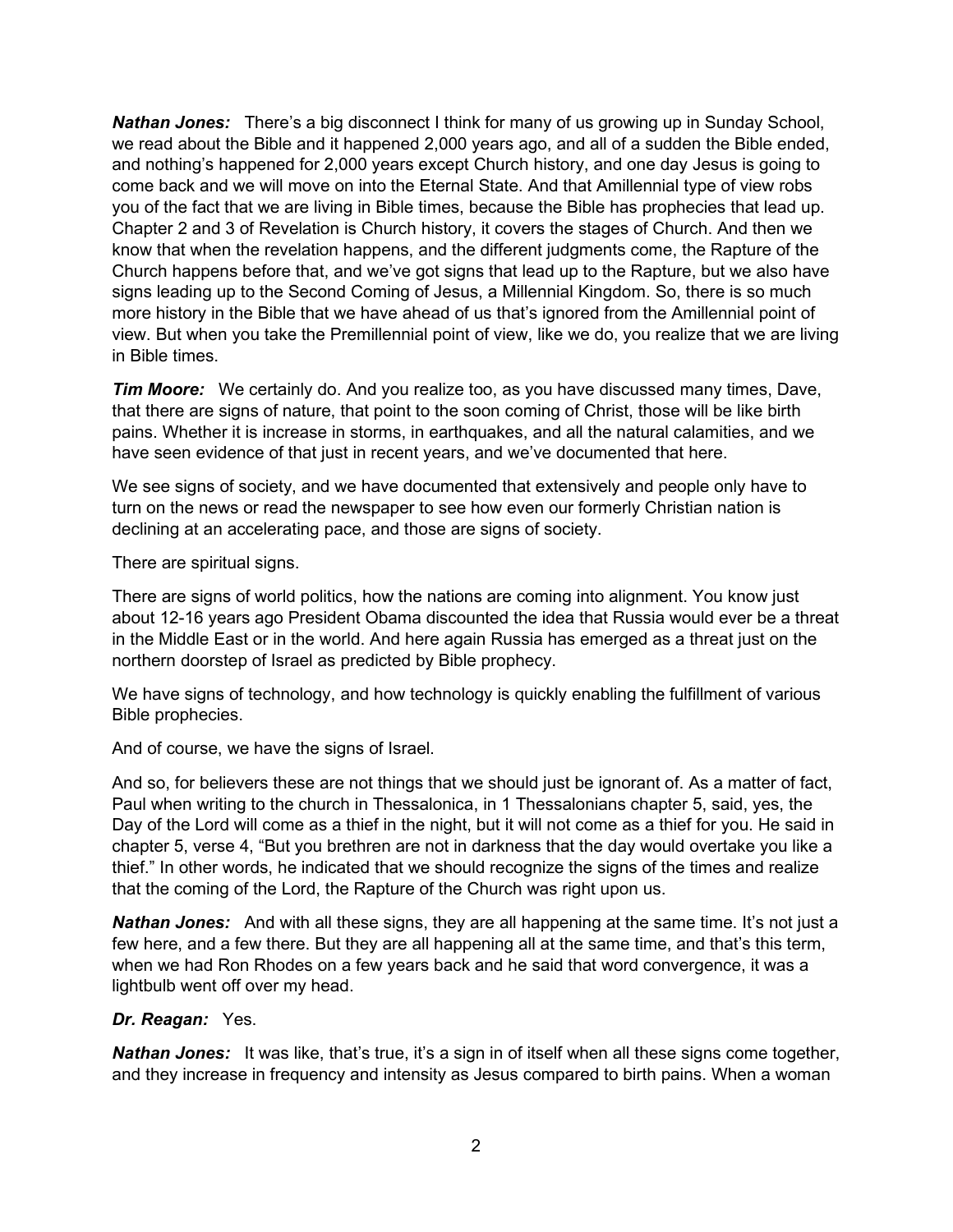***Nathan Jones:*** There's a big disconnect I think for many of us growing up in Sunday School, we read about the Bible and it happened 2,000 years ago, and all of a sudden the Bible ended, and nothing's happened for 2,000 years except Church history, and one day Jesus is going to come back and we will move on into the Eternal State. And that Amillennial type of view robs you of the fact that we are living in Bible times, because the Bible has prophecies that lead up. Chapter 2 and 3 of Revelation is Church history, it covers the stages of Church. And then we know that when the revelation happens, and the different judgments come, the Rapture of the Church happens before that, and we've got signs that lead up to the Rapture, but we also have signs leading up to the Second Coming of Jesus, a Millennial Kingdom. So, there is so much more history in the Bible that we have ahead of us that's ignored from the Amillennial point of view. But when you take the Premillennial point of view, like we do, you realize that we are living in Bible times.

***Tim Moore:*** We certainly do. And you realize too, as you have discussed many times, Dave, that there are signs of nature, that point to the soon coming of Christ, those will be like birth pains. Whether it is increase in storms, in earthquakes, and all the natural calamities, and we have seen evidence of that just in recent years, and we've documented that here.

We see signs of society, and we have documented that extensively and people only have to turn on the news or read the newspaper to see how even our formerly Christian nation is declining at an accelerating pace, and those are signs of society.

There are spiritual signs.

There are signs of world politics, how the nations are coming into alignment. You know just about 12-16 years ago President Obama discounted the idea that Russia would ever be a threat in the Middle East or in the world. And here again Russia has emerged as a threat just on the northern doorstep of Israel as predicted by Bible prophecy.

We have signs of technology, and how technology is quickly enabling the fulfillment of various Bible prophecies.

And of course, we have the signs of Israel.

And so, for believers these are not things that we should just be ignorant of. As a matter of fact, Paul when writing to the church in Thessalonica, in 1 Thessalonians chapter 5, said, yes, the Day of the Lord will come as a thief in the night, but it will not come as a thief for you. He said in chapter 5, verse 4, "But you brethren are not in darkness that the day would overtake you like a thief." In other words, he indicated that we should recognize the signs of the times and realize that the coming of the Lord, the Rapture of the Church was right upon us.

***Nathan Jones:*** And with all these signs, they are all happening at the same time. It's not just a few here, and a few there. But they are all happening all at the same time, and that's this term, when we had Ron Rhodes on a few years back and he said that word convergence, it was a lightbulb went off over my head.

***Dr. Reagan:*** Yes.

***Nathan Jones:*** It was like, that's true, it's a sign in of itself when all these signs come together, and they increase in frequency and intensity as Jesus compared to birth pains. When a woman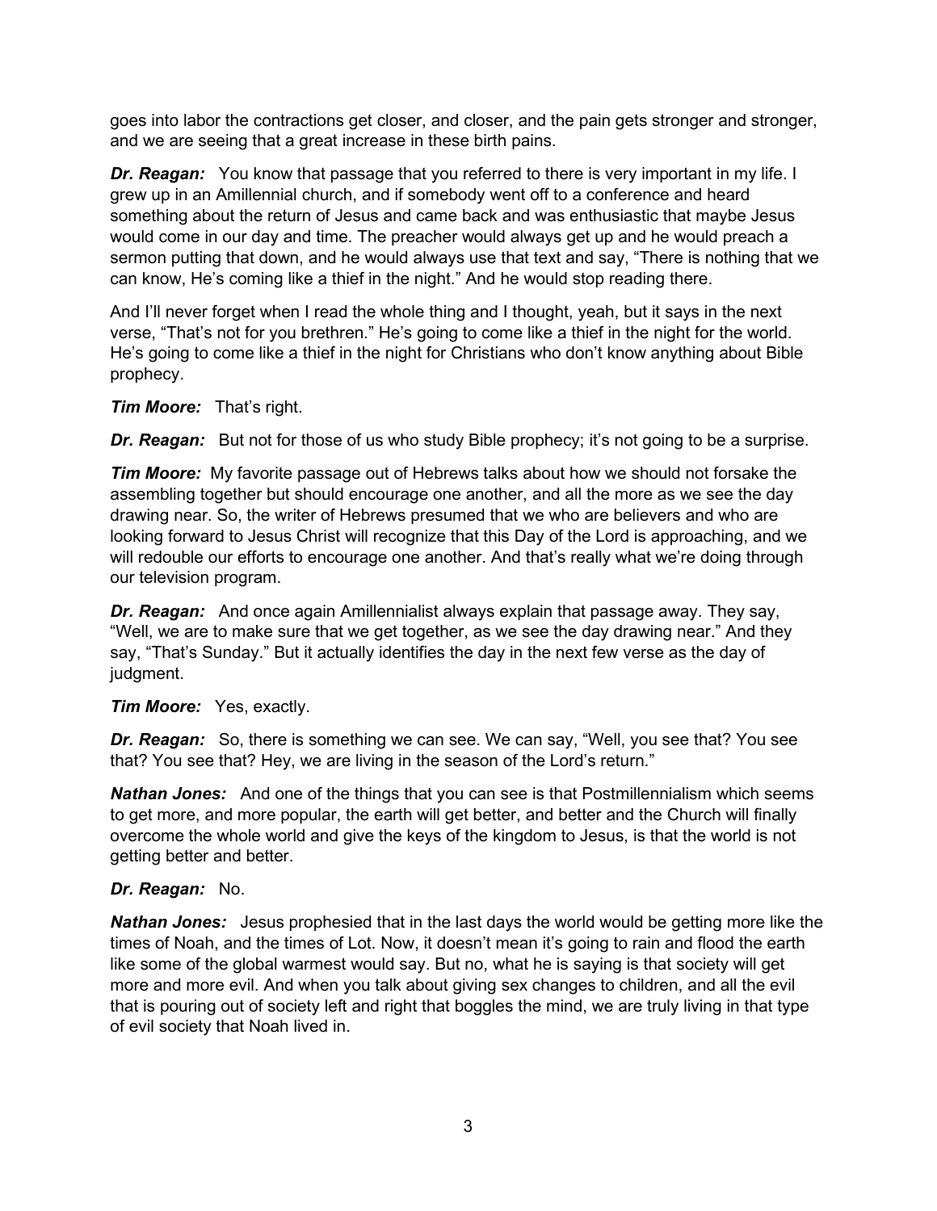goes into labor the contractions get closer, and closer, and the pain gets stronger and stronger, and we are seeing that a great increase in these birth pains.

***Dr. Reagan:*** You know that passage that you referred to there is very important in my life. I grew up in an Amillennial church, and if somebody went off to a conference and heard something about the return of Jesus and came back and was enthusiastic that maybe Jesus would come in our day and time. The preacher would always get up and he would preach a sermon putting that down, and he would always use that text and say, "There is nothing that we can know, He's coming like a thief in the night." And he would stop reading there.

And I'll never forget when I read the whole thing and I thought, yeah, but it says in the next verse, "That's not for you brethren." He's going to come like a thief in the night for the world. He's going to come like a thief in the night for Christians who don't know anything about Bible prophecy.

***Tim Moore:*** That's right.

***Dr. Reagan:*** But not for those of us who study Bible prophecy; it's not going to be a surprise.

***Tim Moore:*** My favorite passage out of Hebrews talks about how we should not forsake the assembling together but should encourage one another, and all the more as we see the day drawing near. So, the writer of Hebrews presumed that we who are believers and who are looking forward to Jesus Christ will recognize that this Day of the Lord is approaching, and we will redouble our efforts to encourage one another. And that's really what we're doing through our television program.

***Dr. Reagan:*** And once again Amillennialist always explain that passage away. They say, "Well, we are to make sure that we get together, as we see the day drawing near." And they say, "That's Sunday." But it actually identifies the day in the next few verse as the day of judgment.

***Tim Moore:*** Yes, exactly.

***Dr. Reagan:*** So, there is something we can see. We can say, "Well, you see that? You see that? You see that? Hey, we are living in the season of the Lord's return."

***Nathan Jones:*** And one of the things that you can see is that Postmillennialism which seems to get more, and more popular, the earth will get better, and better and the Church will finally overcome the whole world and give the keys of the kingdom to Jesus, is that the world is not getting better and better.

***Dr. Reagan:*** No.

***Nathan Jones:*** Jesus prophesied that in the last days the world would be getting more like the times of Noah, and the times of Lot. Now, it doesn't mean it's going to rain and flood the earth like some of the global warmest would say. But no, what he is saying is that society will get more and more evil. And when you talk about giving sex changes to children, and all the evil that is pouring out of society left and right that boggles the mind, we are truly living in that type of evil society that Noah lived in.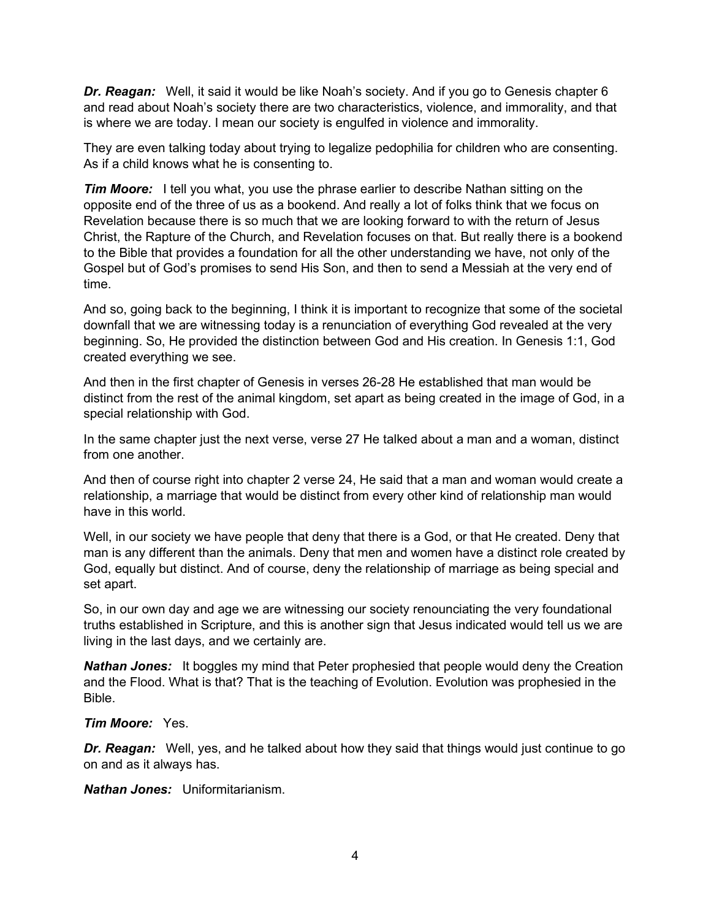***Dr. Reagan:*** Well, it said it would be like Noah's society. And if you go to Genesis chapter 6 and read about Noah's society there are two characteristics, violence, and immorality, and that is where we are today. I mean our society is engulfed in violence and immorality.

They are even talking today about trying to legalize pedophilia for children who are consenting. As if a child knows what he is consenting to.

***Tim Moore:*** I tell you what, you use the phrase earlier to describe Nathan sitting on the opposite end of the three of us as a bookend. And really a lot of folks think that we focus on Revelation because there is so much that we are looking forward to with the return of Jesus Christ, the Rapture of the Church, and Revelation focuses on that. But really there is a bookend to the Bible that provides a foundation for all the other understanding we have, not only of the Gospel but of God's promises to send His Son, and then to send a Messiah at the very end of time.

And so, going back to the beginning, I think it is important to recognize that some of the societal downfall that we are witnessing today is a renunciation of everything God revealed at the very beginning. So, He provided the distinction between God and His creation. In Genesis 1:1, God created everything we see.

And then in the first chapter of Genesis in verses 26-28 He established that man would be distinct from the rest of the animal kingdom, set apart as being created in the image of God, in a special relationship with God.

In the same chapter just the next verse, verse 27 He talked about a man and a woman, distinct from one another.

And then of course right into chapter 2 verse 24, He said that a man and woman would create a relationship, a marriage that would be distinct from every other kind of relationship man would have in this world.

Well, in our society we have people that deny that there is a God, or that He created. Deny that man is any different than the animals. Deny that men and women have a distinct role created by God, equally but distinct. And of course, deny the relationship of marriage as being special and set apart.

So, in our own day and age we are witnessing our society renounciating the very foundational truths established in Scripture, and this is another sign that Jesus indicated would tell us we are living in the last days, and we certainly are.

***Nathan Jones:*** It boggles my mind that Peter prophesied that people would deny the Creation and the Flood. What is that? That is the teaching of Evolution. Evolution was prophesied in the Bible.

***Tim Moore:*** Yes.

***Dr. Reagan:*** Well, yes, and he talked about how they said that things would just continue to go on and as it always has.

***Nathan Jones:*** Uniformitarianism.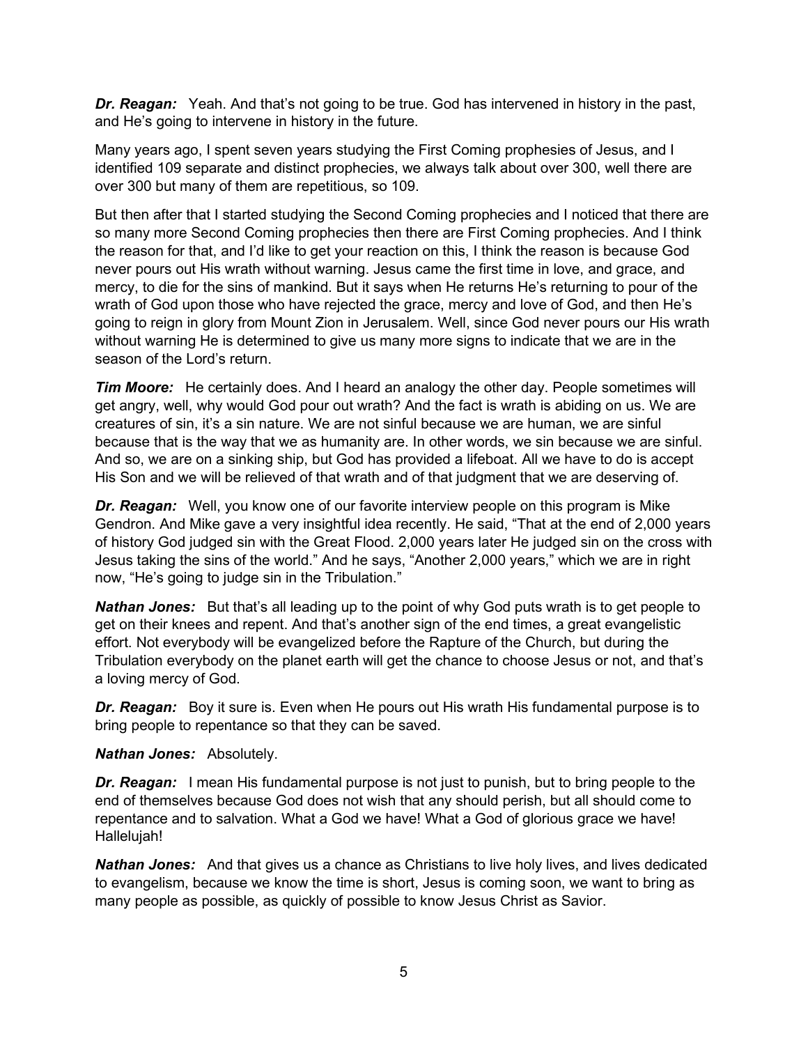***Dr. Reagan:*** Yeah. And that's not going to be true. God has intervened in history in the past, and He's going to intervene in history in the future.

Many years ago, I spent seven years studying the First Coming prophesies of Jesus, and I identified 109 separate and distinct prophecies, we always talk about over 300, well there are over 300 but many of them are repetitious, so 109.

But then after that I started studying the Second Coming prophecies and I noticed that there are so many more Second Coming prophecies then there are First Coming prophecies. And I think the reason for that, and I'd like to get your reaction on this, I think the reason is because God never pours out His wrath without warning. Jesus came the first time in love, and grace, and mercy, to die for the sins of mankind. But it says when He returns He's returning to pour of the wrath of God upon those who have rejected the grace, mercy and love of God, and then He's going to reign in glory from Mount Zion in Jerusalem. Well, since God never pours our His wrath without warning He is determined to give us many more signs to indicate that we are in the season of the Lord's return.

***Tim Moore:*** He certainly does. And I heard an analogy the other day. People sometimes will get angry, well, why would God pour out wrath? And the fact is wrath is abiding on us. We are creatures of sin, it's a sin nature. We are not sinful because we are human, we are sinful because that is the way that we as humanity are. In other words, we sin because we are sinful. And so, we are on a sinking ship, but God has provided a lifeboat. All we have to do is accept His Son and we will be relieved of that wrath and of that judgment that we are deserving of.

***Dr. Reagan:*** Well, you know one of our favorite interview people on this program is Mike Gendron. And Mike gave a very insightful idea recently. He said, "That at the end of 2,000 years of history God judged sin with the Great Flood. 2,000 years later He judged sin on the cross with Jesus taking the sins of the world." And he says, "Another 2,000 years," which we are in right now, "He's going to judge sin in the Tribulation."

***Nathan Jones:*** But that's all leading up to the point of why God puts wrath is to get people to get on their knees and repent. And that's another sign of the end times, a great evangelistic effort. Not everybody will be evangelized before the Rapture of the Church, but during the Tribulation everybody on the planet earth will get the chance to choose Jesus or not, and that's a loving mercy of God.

***Dr. Reagan:*** Boy it sure is. Even when He pours out His wrath His fundamental purpose is to bring people to repentance so that they can be saved.

***Nathan Jones:*** Absolutely.

***Dr. Reagan:*** I mean His fundamental purpose is not just to punish, but to bring people to the end of themselves because God does not wish that any should perish, but all should come to repentance and to salvation. What a God we have! What a God of glorious grace we have! Hallelujah!

***Nathan Jones:*** And that gives us a chance as Christians to live holy lives, and lives dedicated to evangelism, because we know the time is short, Jesus is coming soon, we want to bring as many people as possible, as quickly of possible to know Jesus Christ as Savior.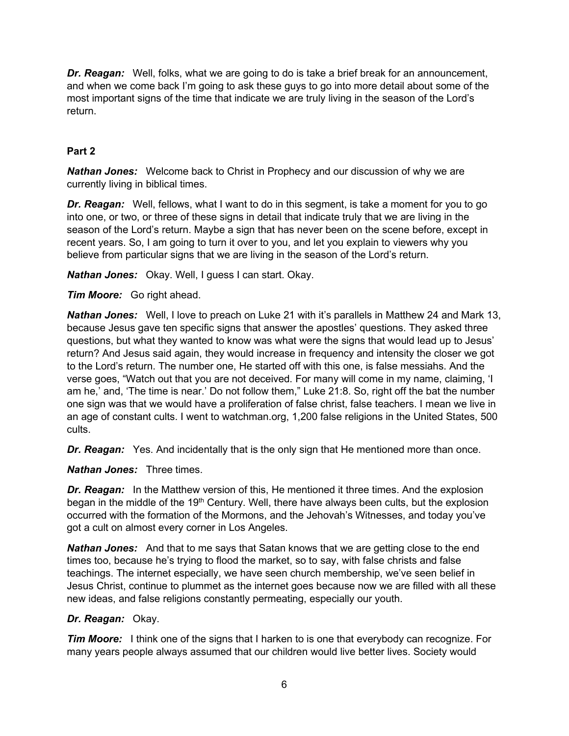***Dr. Reagan:*** Well, folks, what we are going to do is take a brief break for an announcement, and when we come back I'm going to ask these guys to go into more detail about some of the most important signs of the time that indicate we are truly living in the season of the Lord's return.

**Part 2**

***Nathan Jones:*** Welcome back to Christ in Prophecy and our discussion of why we are currently living in biblical times.

***Dr. Reagan:*** Well, fellows, what I want to do in this segment, is take a moment for you to go into one, or two, or three of these signs in detail that indicate truly that we are living in the season of the Lord's return. Maybe a sign that has never been on the scene before, except in recent years. So, I am going to turn it over to you, and let you explain to viewers why you believe from particular signs that we are living in the season of the Lord's return.

***Nathan Jones:*** Okay. Well, I guess I can start. Okay.

***Tim Moore:*** Go right ahead.

***Nathan Jones:*** Well, I love to preach on Luke 21 with it's parallels in Matthew 24 and Mark 13, because Jesus gave ten specific signs that answer the apostles' questions. They asked three questions, but what they wanted to know was what were the signs that would lead up to Jesus' return? And Jesus said again, they would increase in frequency and intensity the closer we got to the Lord's return. The number one, He started off with this one, is false messiahs. And the verse goes, "Watch out that you are not deceived. For many will come in my name, claiming, 'I am he,' and, 'The time is near.' Do not follow them," Luke 21:8. So, right off the bat the number one sign was that we would have a proliferation of false christ, false teachers. I mean we live in an age of constant cults. I went to watchman.org, 1,200 false religions in the United States, 500 cults.

***Dr. Reagan:*** Yes. And incidentally that is the only sign that He mentioned more than once.

***Nathan Jones:*** Three times.

***Dr. Reagan:*** In the Matthew version of this, He mentioned it three times. And the explosion began in the middle of the 19th Century. Well, there have always been cults, but the explosion occurred with the formation of the Mormons, and the Jehovah's Witnesses, and today you've got a cult on almost every corner in Los Angeles.

***Nathan Jones:*** And that to me says that Satan knows that we are getting close to the end times too, because he's trying to flood the market, so to say, with false christs and false teachings. The internet especially, we have seen church membership, we've seen belief in Jesus Christ, continue to plummet as the internet goes because now we are filled with all these new ideas, and false religions constantly permeating, especially our youth.

***Dr. Reagan:*** Okay.

***Tim Moore:*** I think one of the signs that I harken to is one that everybody can recognize. For many years people always assumed that our children would live better lives. Society would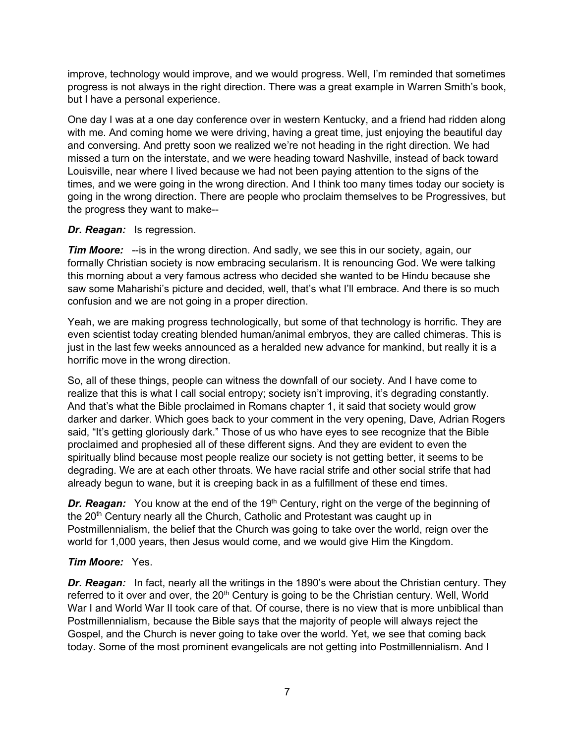improve, technology would improve, and we would progress. Well, I'm reminded that sometimes progress is not always in the right direction. There was a great example in Warren Smith's book, but I have a personal experience.

One day I was at a one day conference over in western Kentucky, and a friend had ridden along with me. And coming home we were driving, having a great time, just enjoying the beautiful day and conversing. And pretty soon we realized we're not heading in the right direction. We had missed a turn on the interstate, and we were heading toward Nashville, instead of back toward Louisville, near where I lived because we had not been paying attention to the signs of the times, and we were going in the wrong direction. And I think too many times today our society is going in the wrong direction. There are people who proclaim themselves to be Progressives, but the progress they want to make--

***Dr. Reagan:*** Is regression.

***Tim Moore:*** --is in the wrong direction. And sadly, we see this in our society, again, our formally Christian society is now embracing secularism. It is renouncing God. We were talking this morning about a very famous actress who decided she wanted to be Hindu because she saw some Maharishi's picture and decided, well, that's what I'll embrace. And there is so much confusion and we are not going in a proper direction.

Yeah, we are making progress technologically, but some of that technology is horrific. They are even scientist today creating blended human/animal embryos, they are called chimeras. This is just in the last few weeks announced as a heralded new advance for mankind, but really it is a horrific move in the wrong direction.

So, all of these things, people can witness the downfall of our society. And I have come to realize that this is what I call social entropy; society isn't improving, it's degrading constantly. And that's what the Bible proclaimed in Romans chapter 1, it said that society would grow darker and darker. Which goes back to your comment in the very opening, Dave, Adrian Rogers said, "It's getting gloriously dark." Those of us who have eyes to see recognize that the Bible proclaimed and prophesied all of these different signs. And they are evident to even the spiritually blind because most people realize our society is not getting better, it seems to be degrading. We are at each other throats. We have racial strife and other social strife that had already begun to wane, but it is creeping back in as a fulfillment of these end times.

***Dr. Reagan:*** You know at the end of the 19th Century, right on the verge of the beginning of the 20th Century nearly all the Church, Catholic and Protestant was caught up in Postmillennialism, the belief that the Church was going to take over the world, reign over the world for 1,000 years, then Jesus would come, and we would give Him the Kingdom.

***Tim Moore:*** Yes.

***Dr. Reagan:*** In fact, nearly all the writings in the 1890's were about the Christian century. They referred to it over and over, the 20th Century is going to be the Christian century. Well, World War I and World War II took care of that. Of course, there is no view that is more unbiblical than Postmillennialism, because the Bible says that the majority of people will always reject the Gospel, and the Church is never going to take over the world. Yet, we see that coming back today. Some of the most prominent evangelicals are not getting into Postmillennialism. And I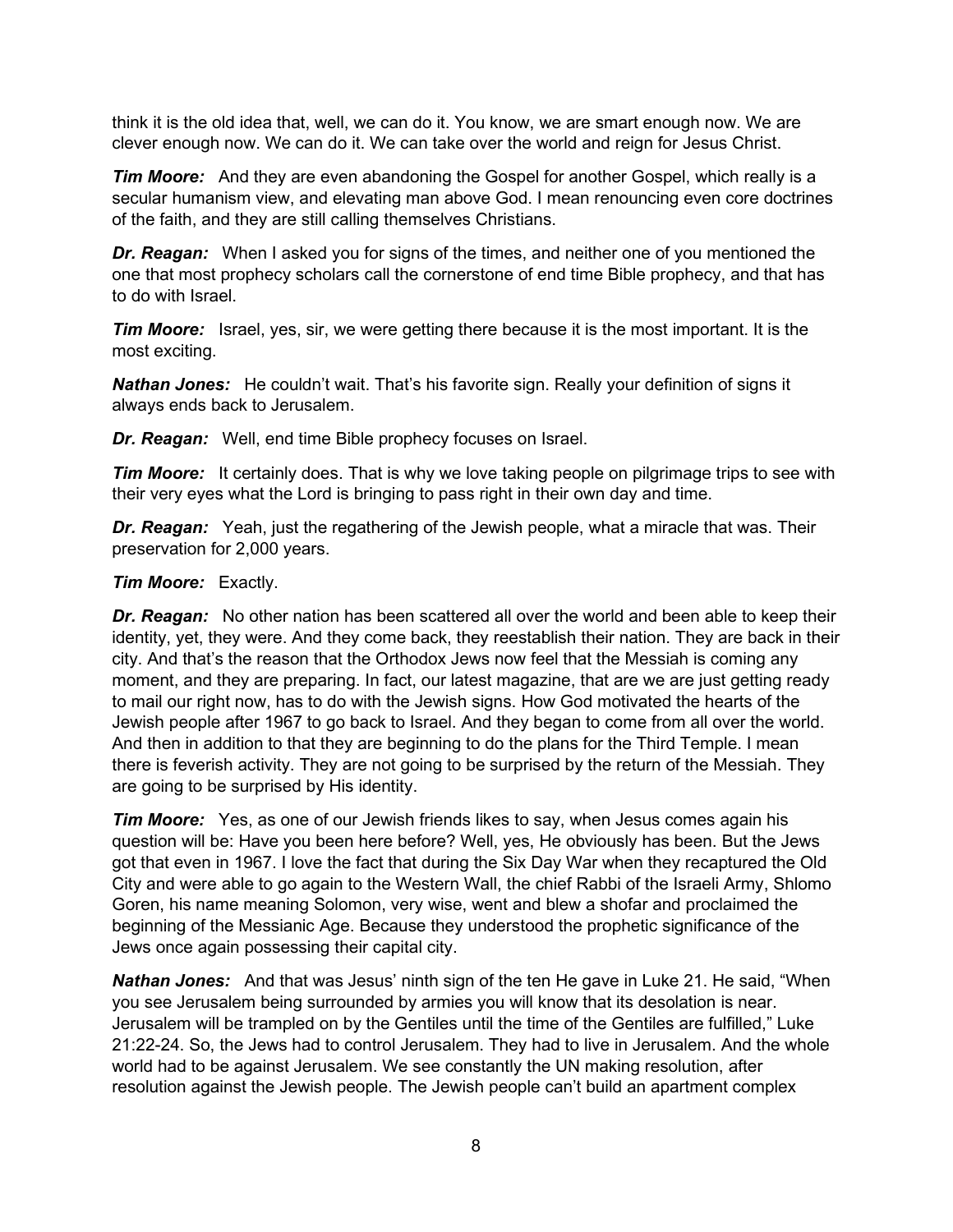think it is the old idea that, well, we can do it. You know, we are smart enough now. We are clever enough now. We can do it. We can take over the world and reign for Jesus Christ.

***Tim Moore:*** And they are even abandoning the Gospel for another Gospel, which really is a secular humanism view, and elevating man above God. I mean renouncing even core doctrines of the faith, and they are still calling themselves Christians.

***Dr. Reagan:*** When I asked you for signs of the times, and neither one of you mentioned the one that most prophecy scholars call the cornerstone of end time Bible prophecy, and that has to do with Israel.

***Tim Moore:*** Israel, yes, sir, we were getting there because it is the most important. It is the most exciting.

***Nathan Jones:*** He couldn't wait. That's his favorite sign. Really your definition of signs it always ends back to Jerusalem.

***Dr. Reagan:*** Well, end time Bible prophecy focuses on Israel.

***Tim Moore:*** It certainly does. That is why we love taking people on pilgrimage trips to see with their very eyes what the Lord is bringing to pass right in their own day and time.

***Dr. Reagan:*** Yeah, just the regathering of the Jewish people, what a miracle that was. Their preservation for 2,000 years.

***Tim Moore:*** Exactly.

***Dr. Reagan:*** No other nation has been scattered all over the world and been able to keep their identity, yet, they were. And they come back, they reestablish their nation. They are back in their city. And that's the reason that the Orthodox Jews now feel that the Messiah is coming any moment, and they are preparing. In fact, our latest magazine, that are we are just getting ready to mail our right now, has to do with the Jewish signs. How God motivated the hearts of the Jewish people after 1967 to go back to Israel. And they began to come from all over the world. And then in addition to that they are beginning to do the plans for the Third Temple. I mean there is feverish activity. They are not going to be surprised by the return of the Messiah. They are going to be surprised by His identity.

***Tim Moore:*** Yes, as one of our Jewish friends likes to say, when Jesus comes again his question will be: Have you been here before? Well, yes, He obviously has been. But the Jews got that even in 1967. I love the fact that during the Six Day War when they recaptured the Old City and were able to go again to the Western Wall, the chief Rabbi of the Israeli Army, Shlomo Goren, his name meaning Solomon, very wise, went and blew a shofar and proclaimed the beginning of the Messianic Age. Because they understood the prophetic significance of the Jews once again possessing their capital city.

***Nathan Jones:*** And that was Jesus' ninth sign of the ten He gave in Luke 21. He said, "When you see Jerusalem being surrounded by armies you will know that its desolation is near. Jerusalem will be trampled on by the Gentiles until the time of the Gentiles are fulfilled," Luke 21:22-24. So, the Jews had to control Jerusalem. They had to live in Jerusalem. And the whole world had to be against Jerusalem. We see constantly the UN making resolution, after resolution against the Jewish people. The Jewish people can't build an apartment complex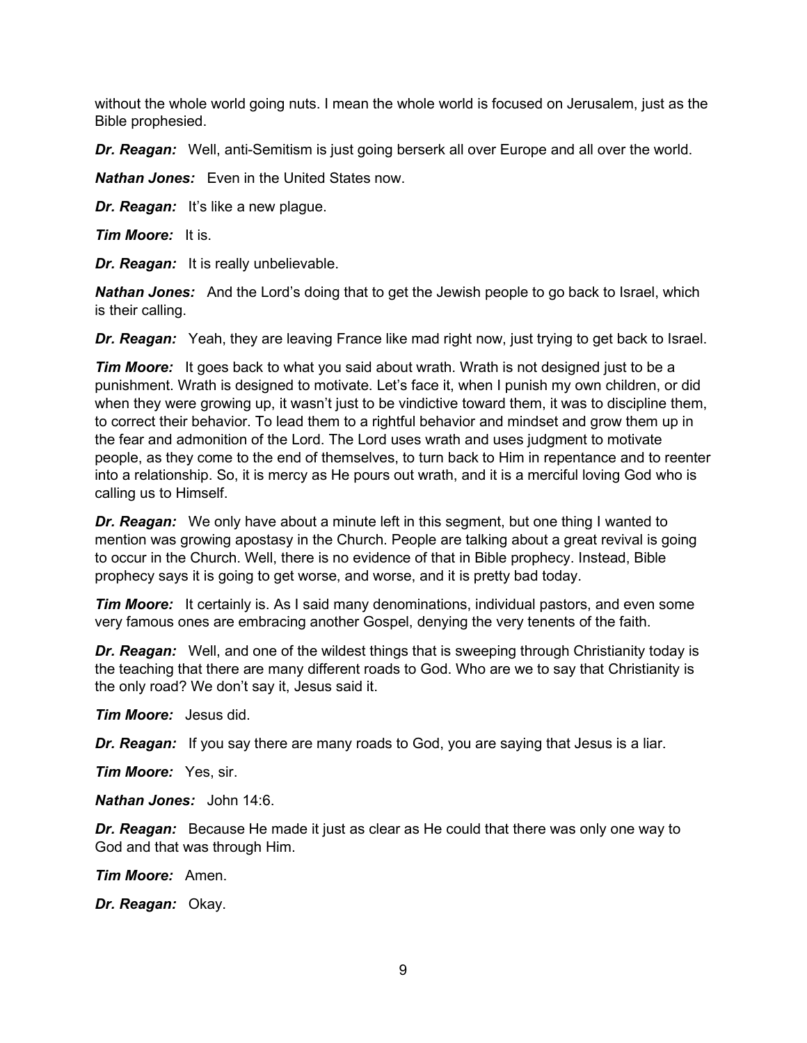without the whole world going nuts. I mean the whole world is focused on Jerusalem, just as the Bible prophesied.

***Dr. Reagan:*** Well, anti-Semitism is just going berserk all over Europe and all over the world.

***Nathan Jones:*** Even in the United States now.

***Dr. Reagan:*** It's like a new plague.

***Tim Moore:*** It is.

***Dr. Reagan:*** It is really unbelievable.

***Nathan Jones:*** And the Lord's doing that to get the Jewish people to go back to Israel, which is their calling.

***Dr. Reagan:*** Yeah, they are leaving France like mad right now, just trying to get back to Israel.

***Tim Moore:*** It goes back to what you said about wrath. Wrath is not designed just to be a punishment. Wrath is designed to motivate. Let's face it, when I punish my own children, or did when they were growing up, it wasn't just to be vindictive toward them, it was to discipline them, to correct their behavior. To lead them to a rightful behavior and mindset and grow them up in the fear and admonition of the Lord. The Lord uses wrath and uses judgment to motivate people, as they come to the end of themselves, to turn back to Him in repentance and to reenter into a relationship. So, it is mercy as He pours out wrath, and it is a merciful loving God who is calling us to Himself.

***Dr. Reagan:*** We only have about a minute left in this segment, but one thing I wanted to mention was growing apostasy in the Church. People are talking about a great revival is going to occur in the Church. Well, there is no evidence of that in Bible prophecy. Instead, Bible prophecy says it is going to get worse, and worse, and it is pretty bad today.

***Tim Moore:*** It certainly is. As I said many denominations, individual pastors, and even some very famous ones are embracing another Gospel, denying the very tenents of the faith.

***Dr. Reagan:*** Well, and one of the wildest things that is sweeping through Christianity today is the teaching that there are many different roads to God. Who are we to say that Christianity is the only road? We don't say it, Jesus said it.

***Tim Moore:*** Jesus did.

***Dr. Reagan:*** If you say there are many roads to God, you are saying that Jesus is a liar.

***Tim Moore:*** Yes, sir.

***Nathan Jones:*** John 14:6.

***Dr. Reagan:*** Because He made it just as clear as He could that there was only one way to God and that was through Him.

***Tim Moore:*** Amen.

***Dr. Reagan:*** Okay.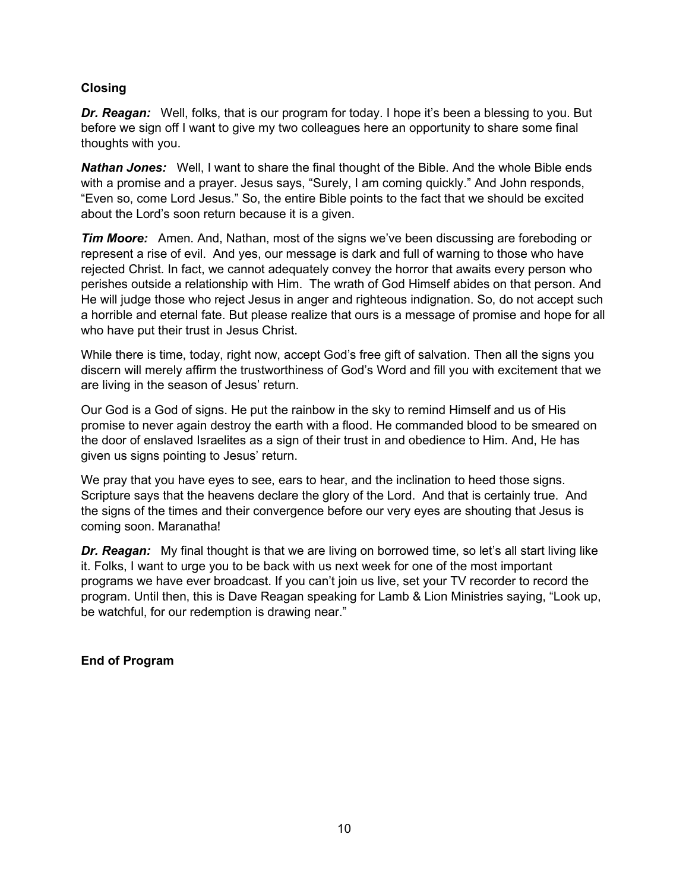**Closing**

***Dr. Reagan:*** Well, folks, that is our program for today. I hope it's been a blessing to you. But before we sign off I want to give my two colleagues here an opportunity to share some final thoughts with you.

***Nathan Jones:*** Well, I want to share the final thought of the Bible. And the whole Bible ends with a promise and a prayer. Jesus says, "Surely, I am coming quickly." And John responds, "Even so, come Lord Jesus." So, the entire Bible points to the fact that we should be excited about the Lord's soon return because it is a given.

***Tim Moore:*** Amen. And, Nathan, most of the signs we've been discussing are foreboding or represent a rise of evil. And yes, our message is dark and full of warning to those who have rejected Christ. In fact, we cannot adequately convey the horror that awaits every person who perishes outside a relationship with Him. The wrath of God Himself abides on that person. And He will judge those who reject Jesus in anger and righteous indignation. So, do not accept such a horrible and eternal fate. But please realize that ours is a message of promise and hope for all who have put their trust in Jesus Christ.

While there is time, today, right now, accept God's free gift of salvation. Then all the signs you discern will merely affirm the trustworthiness of God's Word and fill you with excitement that we are living in the season of Jesus' return.

Our God is a God of signs. He put the rainbow in the sky to remind Himself and us of His promise to never again destroy the earth with a flood. He commanded blood to be smeared on the door of enslaved Israelites as a sign of their trust in and obedience to Him. And, He has given us signs pointing to Jesus' return.

We pray that you have eyes to see, ears to hear, and the inclination to heed those signs. Scripture says that the heavens declare the glory of the Lord. And that is certainly true. And the signs of the times and their convergence before our very eyes are shouting that Jesus is coming soon. Maranatha!

***Dr. Reagan:*** My final thought is that we are living on borrowed time, so let's all start living like it. Folks, I want to urge you to be back with us next week for one of the most important programs we have ever broadcast. If you can't join us live, set your TV recorder to record the program. Until then, this is Dave Reagan speaking for Lamb & Lion Ministries saying, "Look up, be watchful, for our redemption is drawing near."

**End of Program**